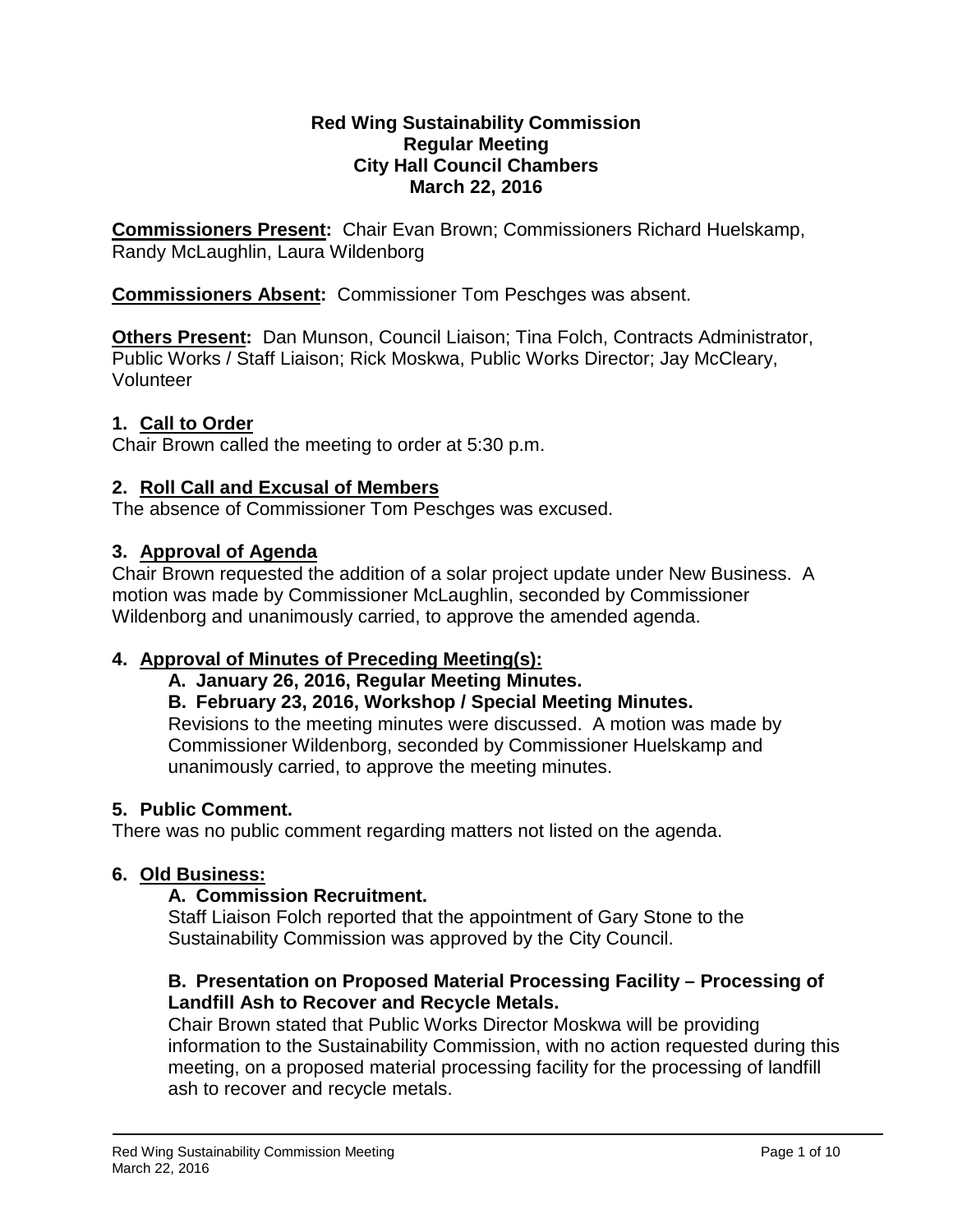**Red Wing Sustainability Commission**
**Regular Meeting**
**City Hall Council Chambers**
**March 22, 2016**

**Commissioners Present:** Chair Evan Brown; Commissioners Richard Huelskamp, Randy McLaughlin, Laura Wildenborg

**Commissioners Absent:** Commissioner Tom Peschges was absent.

**Others Present:** Dan Munson, Council Liaison; Tina Folch, Contracts Administrator, Public Works / Staff Liaison; Rick Moskwa, Public Works Director; Jay McCleary, Volunteer

## 1. Call to Order

Chair Brown called the meeting to order at 5:30 p.m.

## 2. Roll Call and Excusal of Members

The absence of Commissioner Tom Peschges was excused.

## 3. Approval of Agenda

Chair Brown requested the addition of a solar project update under New Business. A motion was made by Commissioner McLaughlin, seconded by Commissioner Wildenborg and unanimously carried, to approve the amended agenda.

## 4. Approval of Minutes of Preceding Meeting(s):

### A. January 26, 2016, Regular Meeting Minutes.

### B. February 23, 2016, Workshop / Special Meeting Minutes.

Revisions to the meeting minutes were discussed. A motion was made by Commissioner Wildenborg, seconded by Commissioner Huelskamp and unanimously carried, to approve the meeting minutes.

## 5. Public Comment.

There was no public comment regarding matters not listed on the agenda.

## 6. Old Business:

### A. Commission Recruitment.

Staff Liaison Folch reported that the appointment of Gary Stone to the Sustainability Commission was approved by the City Council.

### B. Presentation on Proposed Material Processing Facility – Processing of Landfill Ash to Recover and Recycle Metals.

Chair Brown stated that Public Works Director Moskwa will be providing information to the Sustainability Commission, with no action requested during this meeting, on a proposed material processing facility for the processing of landfill ash to recover and recycle metals.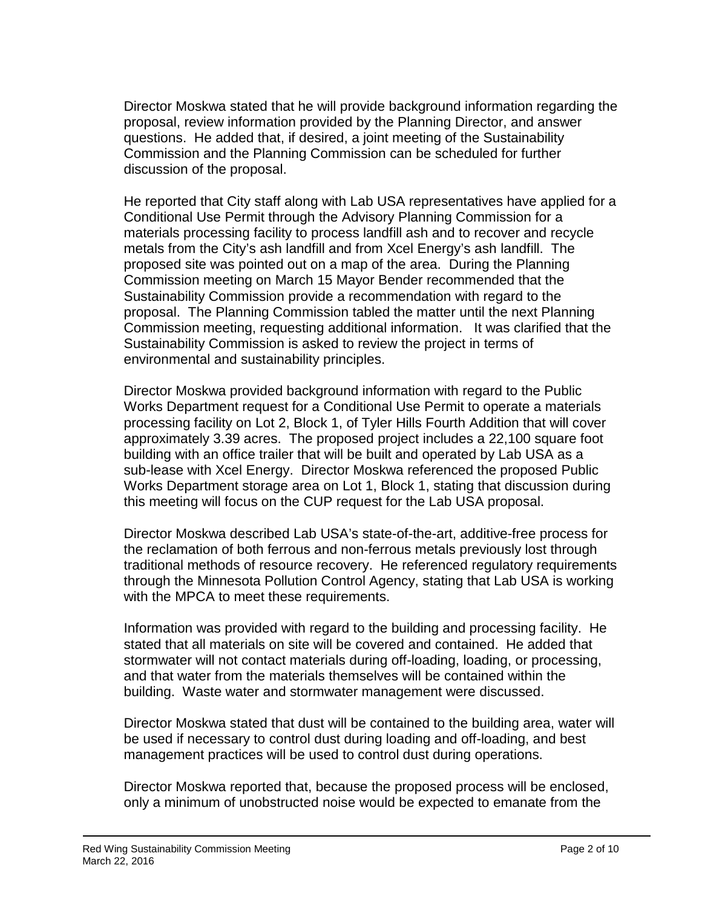Director Moskwa stated that he will provide background information regarding the proposal, review information provided by the Planning Director, and answer questions. He added that, if desired, a joint meeting of the Sustainability Commission and the Planning Commission can be scheduled for further discussion of the proposal.

He reported that City staff along with Lab USA representatives have applied for a Conditional Use Permit through the Advisory Planning Commission for a materials processing facility to process landfill ash and to recover and recycle metals from the City's ash landfill and from Xcel Energy's ash landfill. The proposed site was pointed out on a map of the area. During the Planning Commission meeting on March 15 Mayor Bender recommended that the Sustainability Commission provide a recommendation with regard to the proposal. The Planning Commission tabled the matter until the next Planning Commission meeting, requesting additional information. It was clarified that the Sustainability Commission is asked to review the project in terms of environmental and sustainability principles.

Director Moskwa provided background information with regard to the Public Works Department request for a Conditional Use Permit to operate a materials processing facility on Lot 2, Block 1, of Tyler Hills Fourth Addition that will cover approximately 3.39 acres. The proposed project includes a 22,100 square foot building with an office trailer that will be built and operated by Lab USA as a sub-lease with Xcel Energy. Director Moskwa referenced the proposed Public Works Department storage area on Lot 1, Block 1, stating that discussion during this meeting will focus on the CUP request for the Lab USA proposal.

Director Moskwa described Lab USA's state-of-the-art, additive-free process for the reclamation of both ferrous and non-ferrous metals previously lost through traditional methods of resource recovery. He referenced regulatory requirements through the Minnesota Pollution Control Agency, stating that Lab USA is working with the MPCA to meet these requirements.

Information was provided with regard to the building and processing facility. He stated that all materials on site will be covered and contained. He added that stormwater will not contact materials during off-loading, loading, or processing, and that water from the materials themselves will be contained within the building. Waste water and stormwater management were discussed.

Director Moskwa stated that dust will be contained to the building area, water will be used if necessary to control dust during loading and off-loading, and best management practices will be used to control dust during operations.

Director Moskwa reported that, because the proposed process will be enclosed, only a minimum of unobstructed noise would be expected to emanate from the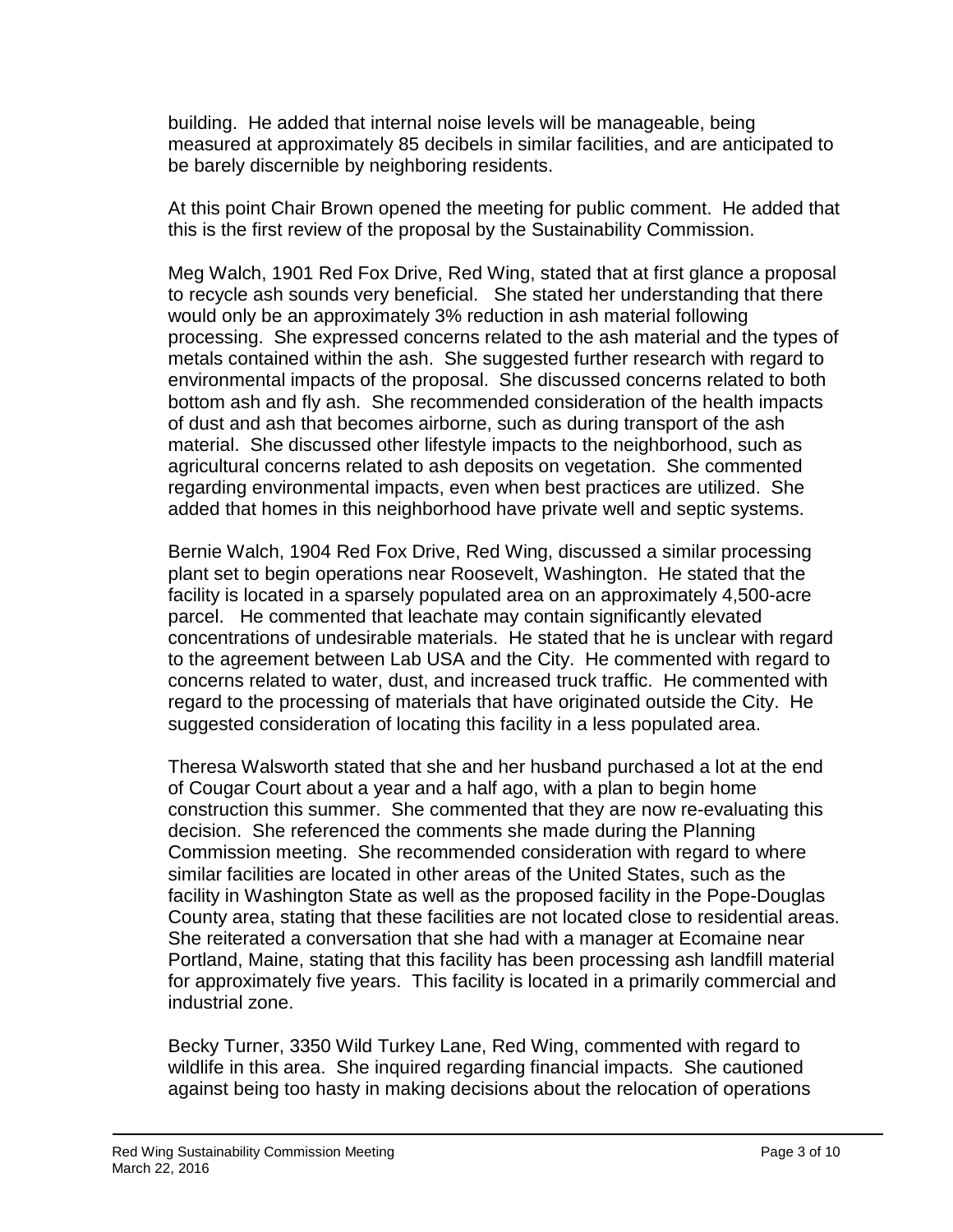building. He added that internal noise levels will be manageable, being measured at approximately 85 decibels in similar facilities, and are anticipated to be barely discernible by neighboring residents.

At this point Chair Brown opened the meeting for public comment. He added that this is the first review of the proposal by the Sustainability Commission.

Meg Walch, 1901 Red Fox Drive, Red Wing, stated that at first glance a proposal to recycle ash sounds very beneficial. She stated her understanding that there would only be an approximately 3% reduction in ash material following processing. She expressed concerns related to the ash material and the types of metals contained within the ash. She suggested further research with regard to environmental impacts of the proposal. She discussed concerns related to both bottom ash and fly ash. She recommended consideration of the health impacts of dust and ash that becomes airborne, such as during transport of the ash material. She discussed other lifestyle impacts to the neighborhood, such as agricultural concerns related to ash deposits on vegetation. She commented regarding environmental impacts, even when best practices are utilized. She added that homes in this neighborhood have private well and septic systems.

Bernie Walch, 1904 Red Fox Drive, Red Wing, discussed a similar processing plant set to begin operations near Roosevelt, Washington. He stated that the facility is located in a sparsely populated area on an approximately 4,500-acre parcel. He commented that leachate may contain significantly elevated concentrations of undesirable materials. He stated that he is unclear with regard to the agreement between Lab USA and the City. He commented with regard to concerns related to water, dust, and increased truck traffic. He commented with regard to the processing of materials that have originated outside the City. He suggested consideration of locating this facility in a less populated area.

Theresa Walsworth stated that she and her husband purchased a lot at the end of Cougar Court about a year and a half ago, with a plan to begin home construction this summer. She commented that they are now re-evaluating this decision. She referenced the comments she made during the Planning Commission meeting. She recommended consideration with regard to where similar facilities are located in other areas of the United States, such as the facility in Washington State as well as the proposed facility in the Pope-Douglas County area, stating that these facilities are not located close to residential areas. She reiterated a conversation that she had with a manager at Ecomaine near Portland, Maine, stating that this facility has been processing ash landfill material for approximately five years. This facility is located in a primarily commercial and industrial zone.

Becky Turner, 3350 Wild Turkey Lane, Red Wing, commented with regard to wildlife in this area. She inquired regarding financial impacts. She cautioned against being too hasty in making decisions about the relocation of operations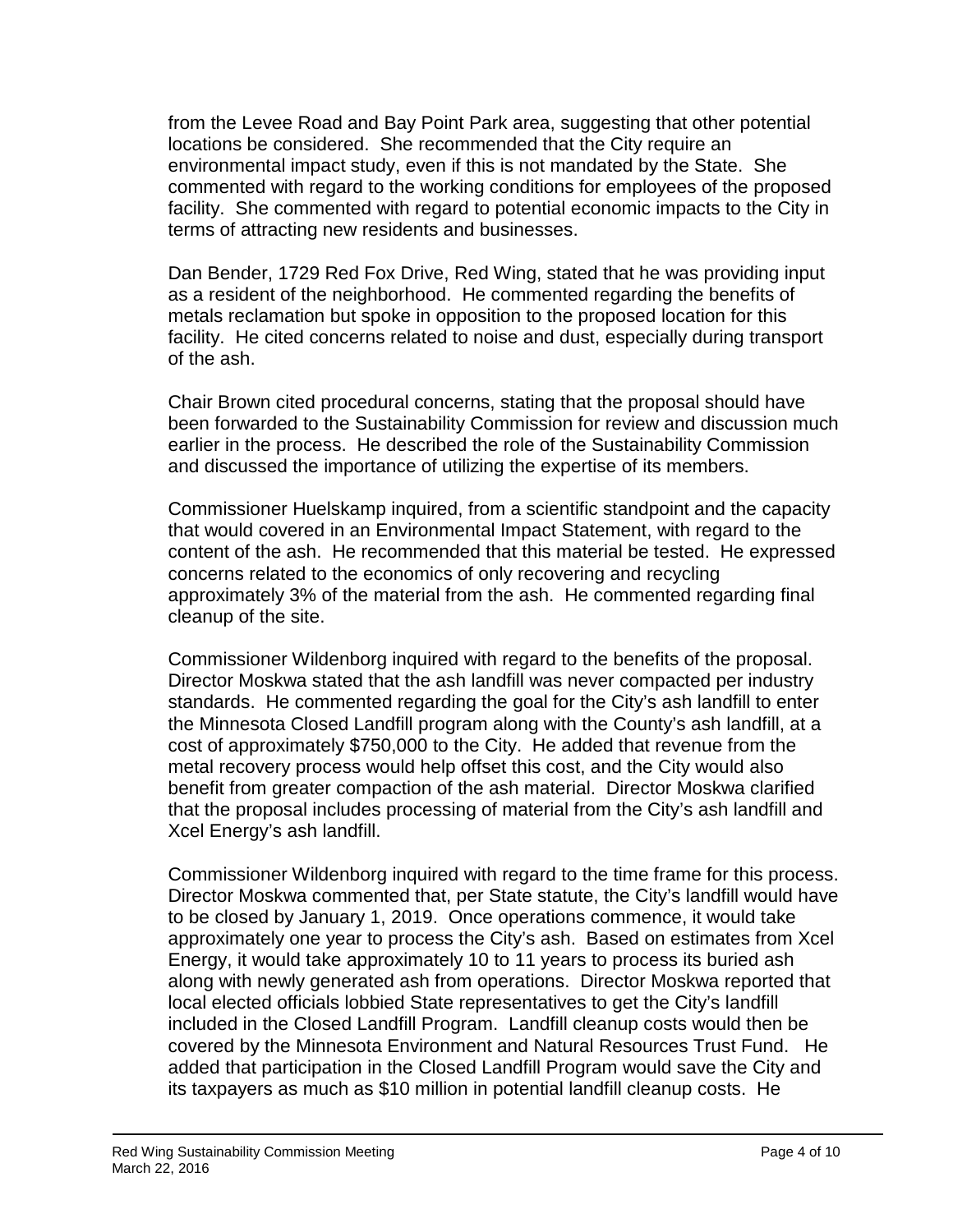from the Levee Road and Bay Point Park area, suggesting that other potential locations be considered. She recommended that the City require an environmental impact study, even if this is not mandated by the State. She commented with regard to the working conditions for employees of the proposed facility. She commented with regard to potential economic impacts to the City in terms of attracting new residents and businesses.

Dan Bender, 1729 Red Fox Drive, Red Wing, stated that he was providing input as a resident of the neighborhood. He commented regarding the benefits of metals reclamation but spoke in opposition to the proposed location for this facility. He cited concerns related to noise and dust, especially during transport of the ash.

Chair Brown cited procedural concerns, stating that the proposal should have been forwarded to the Sustainability Commission for review and discussion much earlier in the process. He described the role of the Sustainability Commission and discussed the importance of utilizing the expertise of its members.

Commissioner Huelskamp inquired, from a scientific standpoint and the capacity that would covered in an Environmental Impact Statement, with regard to the content of the ash. He recommended that this material be tested. He expressed concerns related to the economics of only recovering and recycling approximately 3% of the material from the ash. He commented regarding final cleanup of the site.

Commissioner Wildenborg inquired with regard to the benefits of the proposal. Director Moskwa stated that the ash landfill was never compacted per industry standards. He commented regarding the goal for the City's ash landfill to enter the Minnesota Closed Landfill program along with the County's ash landfill, at a cost of approximately $750,000 to the City. He added that revenue from the metal recovery process would help offset this cost, and the City would also benefit from greater compaction of the ash material. Director Moskwa clarified that the proposal includes processing of material from the City's ash landfill and Xcel Energy's ash landfill.

Commissioner Wildenborg inquired with regard to the time frame for this process. Director Moskwa commented that, per State statute, the City's landfill would have to be closed by January 1, 2019. Once operations commence, it would take approximately one year to process the City's ash. Based on estimates from Xcel Energy, it would take approximately 10 to 11 years to process its buried ash along with newly generated ash from operations. Director Moskwa reported that local elected officials lobbied State representatives to get the City's landfill included in the Closed Landfill Program. Landfill cleanup costs would then be covered by the Minnesota Environment and Natural Resources Trust Fund. He added that participation in the Closed Landfill Program would save the City and its taxpayers as much as $10 million in potential landfill cleanup costs. He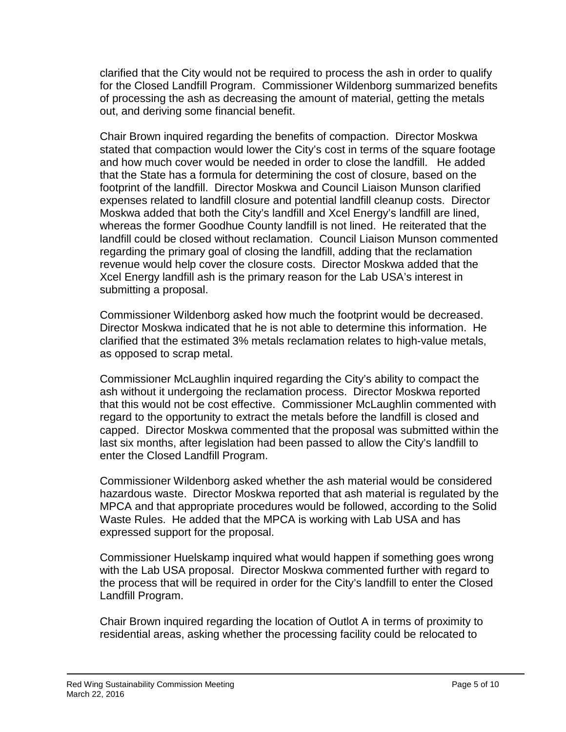clarified that the City would not be required to process the ash in order to qualify for the Closed Landfill Program. Commissioner Wildenborg summarized benefits of processing the ash as decreasing the amount of material, getting the metals out, and deriving some financial benefit.

Chair Brown inquired regarding the benefits of compaction. Director Moskwa stated that compaction would lower the City's cost in terms of the square footage and how much cover would be needed in order to close the landfill. He added that the State has a formula for determining the cost of closure, based on the footprint of the landfill. Director Moskwa and Council Liaison Munson clarified expenses related to landfill closure and potential landfill cleanup costs. Director Moskwa added that both the City's landfill and Xcel Energy's landfill are lined, whereas the former Goodhue County landfill is not lined. He reiterated that the landfill could be closed without reclamation. Council Liaison Munson commented regarding the primary goal of closing the landfill, adding that the reclamation revenue would help cover the closure costs. Director Moskwa added that the Xcel Energy landfill ash is the primary reason for the Lab USA's interest in submitting a proposal.

Commissioner Wildenborg asked how much the footprint would be decreased. Director Moskwa indicated that he is not able to determine this information. He clarified that the estimated 3% metals reclamation relates to high-value metals, as opposed to scrap metal.

Commissioner McLaughlin inquired regarding the City's ability to compact the ash without it undergoing the reclamation process. Director Moskwa reported that this would not be cost effective. Commissioner McLaughlin commented with regard to the opportunity to extract the metals before the landfill is closed and capped. Director Moskwa commented that the proposal was submitted within the last six months, after legislation had been passed to allow the City's landfill to enter the Closed Landfill Program.

Commissioner Wildenborg asked whether the ash material would be considered hazardous waste. Director Moskwa reported that ash material is regulated by the MPCA and that appropriate procedures would be followed, according to the Solid Waste Rules. He added that the MPCA is working with Lab USA and has expressed support for the proposal.

Commissioner Huelskamp inquired what would happen if something goes wrong with the Lab USA proposal. Director Moskwa commented further with regard to the process that will be required in order for the City's landfill to enter the Closed Landfill Program.

Chair Brown inquired regarding the location of Outlot A in terms of proximity to residential areas, asking whether the processing facility could be relocated to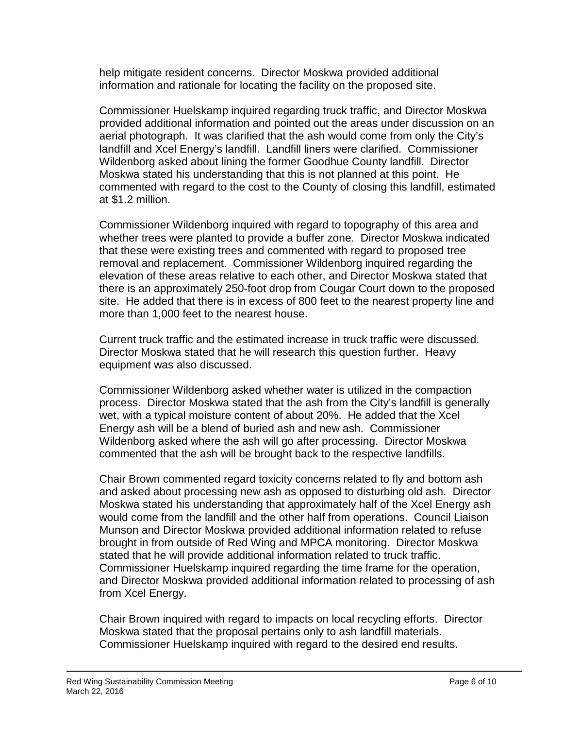help mitigate resident concerns. Director Moskwa provided additional information and rationale for locating the facility on the proposed site.

Commissioner Huelskamp inquired regarding truck traffic, and Director Moskwa provided additional information and pointed out the areas under discussion on an aerial photograph. It was clarified that the ash would come from only the City's landfill and Xcel Energy's landfill. Landfill liners were clarified. Commissioner Wildenborg asked about lining the former Goodhue County landfill. Director Moskwa stated his understanding that this is not planned at this point. He commented with regard to the cost to the County of closing this landfill, estimated at $1.2 million.

Commissioner Wildenborg inquired with regard to topography of this area and whether trees were planted to provide a buffer zone. Director Moskwa indicated that these were existing trees and commented with regard to proposed tree removal and replacement. Commissioner Wildenborg inquired regarding the elevation of these areas relative to each other, and Director Moskwa stated that there is an approximately 250-foot drop from Cougar Court down to the proposed site. He added that there is in excess of 800 feet to the nearest property line and more than 1,000 feet to the nearest house.

Current truck traffic and the estimated increase in truck traffic were discussed. Director Moskwa stated that he will research this question further. Heavy equipment was also discussed.

Commissioner Wildenborg asked whether water is utilized in the compaction process. Director Moskwa stated that the ash from the City's landfill is generally wet, with a typical moisture content of about 20%. He added that the Xcel Energy ash will be a blend of buried ash and new ash. Commissioner Wildenborg asked where the ash will go after processing. Director Moskwa commented that the ash will be brought back to the respective landfills.

Chair Brown commented regard toxicity concerns related to fly and bottom ash and asked about processing new ash as opposed to disturbing old ash. Director Moskwa stated his understanding that approximately half of the Xcel Energy ash would come from the landfill and the other half from operations. Council Liaison Munson and Director Moskwa provided additional information related to refuse brought in from outside of Red Wing and MPCA monitoring. Director Moskwa stated that he will provide additional information related to truck traffic. Commissioner Huelskamp inquired regarding the time frame for the operation, and Director Moskwa provided additional information related to processing of ash from Xcel Energy.

Chair Brown inquired with regard to impacts on local recycling efforts. Director Moskwa stated that the proposal pertains only to ash landfill materials. Commissioner Huelskamp inquired with regard to the desired end results.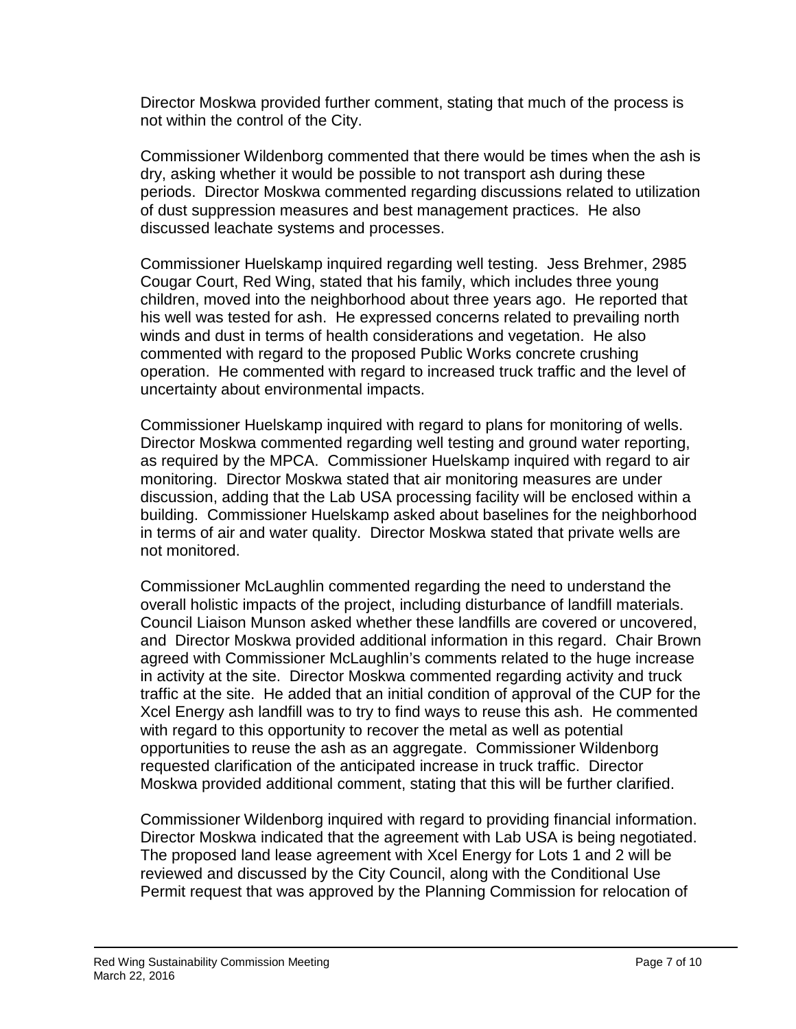Director Moskwa provided further comment, stating that much of the process is not within the control of the City.

Commissioner Wildenborg commented that there would be times when the ash is dry, asking whether it would be possible to not transport ash during these periods. Director Moskwa commented regarding discussions related to utilization of dust suppression measures and best management practices. He also discussed leachate systems and processes.

Commissioner Huelskamp inquired regarding well testing. Jess Brehmer, 2985 Cougar Court, Red Wing, stated that his family, which includes three young children, moved into the neighborhood about three years ago. He reported that his well was tested for ash. He expressed concerns related to prevailing north winds and dust in terms of health considerations and vegetation. He also commented with regard to the proposed Public Works concrete crushing operation. He commented with regard to increased truck traffic and the level of uncertainty about environmental impacts.

Commissioner Huelskamp inquired with regard to plans for monitoring of wells. Director Moskwa commented regarding well testing and ground water reporting, as required by the MPCA. Commissioner Huelskamp inquired with regard to air monitoring. Director Moskwa stated that air monitoring measures are under discussion, adding that the Lab USA processing facility will be enclosed within a building. Commissioner Huelskamp asked about baselines for the neighborhood in terms of air and water quality. Director Moskwa stated that private wells are not monitored.

Commissioner McLaughlin commented regarding the need to understand the overall holistic impacts of the project, including disturbance of landfill materials. Council Liaison Munson asked whether these landfills are covered or uncovered, and Director Moskwa provided additional information in this regard. Chair Brown agreed with Commissioner McLaughlin's comments related to the huge increase in activity at the site. Director Moskwa commented regarding activity and truck traffic at the site. He added that an initial condition of approval of the CUP for the Xcel Energy ash landfill was to try to find ways to reuse this ash. He commented with regard to this opportunity to recover the metal as well as potential opportunities to reuse the ash as an aggregate. Commissioner Wildenborg requested clarification of the anticipated increase in truck traffic. Director Moskwa provided additional comment, stating that this will be further clarified.

Commissioner Wildenborg inquired with regard to providing financial information. Director Moskwa indicated that the agreement with Lab USA is being negotiated. The proposed land lease agreement with Xcel Energy for Lots 1 and 2 will be reviewed and discussed by the City Council, along with the Conditional Use Permit request that was approved by the Planning Commission for relocation of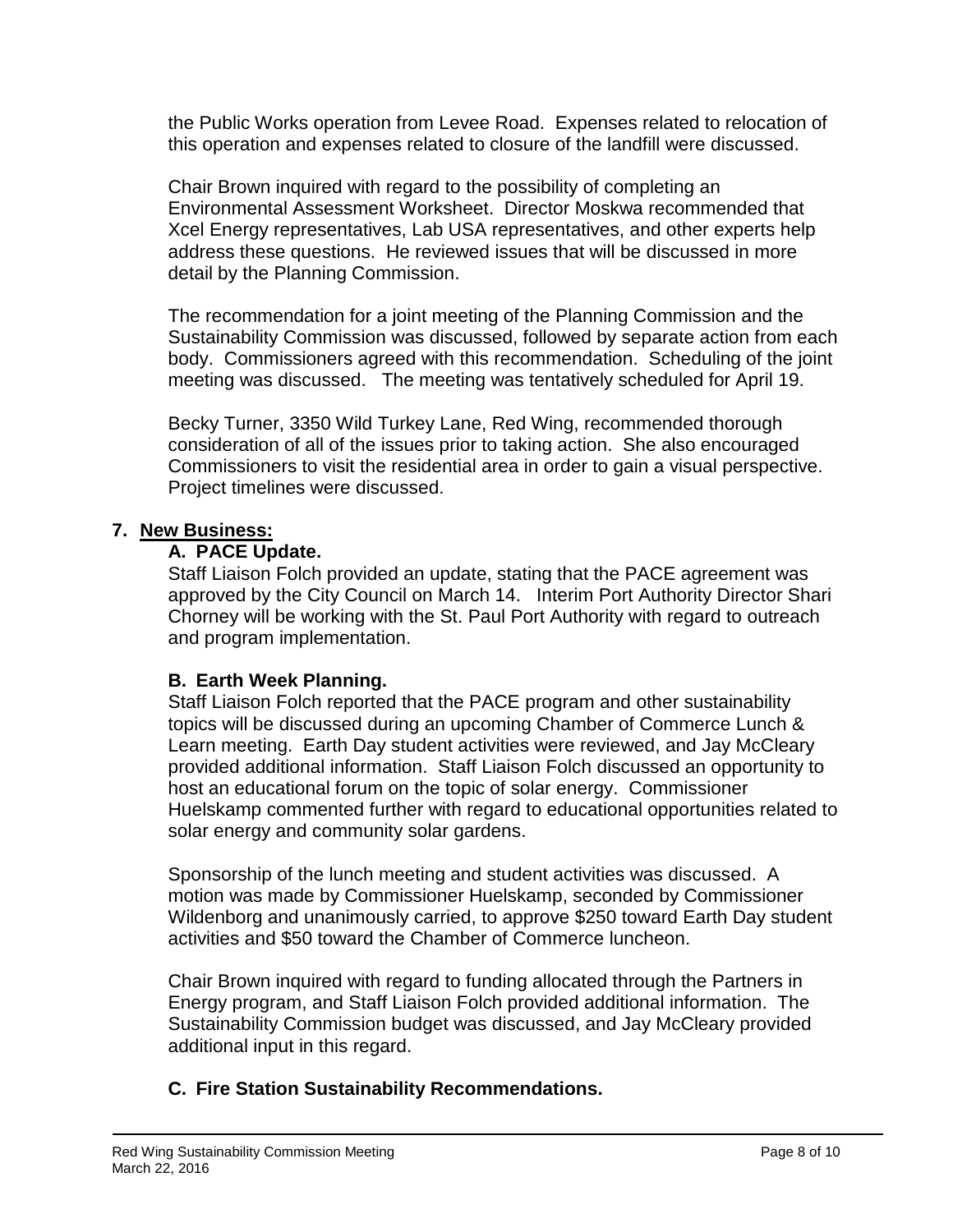the Public Works operation from Levee Road. Expenses related to relocation of this operation and expenses related to closure of the landfill were discussed.

Chair Brown inquired with regard to the possibility of completing an Environmental Assessment Worksheet. Director Moskwa recommended that Xcel Energy representatives, Lab USA representatives, and other experts help address these questions. He reviewed issues that will be discussed in more detail by the Planning Commission.

The recommendation for a joint meeting of the Planning Commission and the Sustainability Commission was discussed, followed by separate action from each body. Commissioners agreed with this recommendation. Scheduling of the joint meeting was discussed. The meeting was tentatively scheduled for April 19.

Becky Turner, 3350 Wild Turkey Lane, Red Wing, recommended thorough consideration of all of the issues prior to taking action. She also encouraged Commissioners to visit the residential area in order to gain a visual perspective. Project timelines were discussed.

**7. New Business:**

**A. PACE Update.**

Staff Liaison Folch provided an update, stating that the PACE agreement was approved by the City Council on March 14. Interim Port Authority Director Shari Chorney will be working with the St. Paul Port Authority with regard to outreach and program implementation.

**B. Earth Week Planning.**

Staff Liaison Folch reported that the PACE program and other sustainability topics will be discussed during an upcoming Chamber of Commerce Lunch & Learn meeting. Earth Day student activities were reviewed, and Jay McCleary provided additional information. Staff Liaison Folch discussed an opportunity to host an educational forum on the topic of solar energy. Commissioner Huelskamp commented further with regard to educational opportunities related to solar energy and community solar gardens.

Sponsorship of the lunch meeting and student activities was discussed. A motion was made by Commissioner Huelskamp, seconded by Commissioner Wildenborg and unanimously carried, to approve $250 toward Earth Day student activities and $50 toward the Chamber of Commerce luncheon.

Chair Brown inquired with regard to funding allocated through the Partners in Energy program, and Staff Liaison Folch provided additional information. The Sustainability Commission budget was discussed, and Jay McCleary provided additional input in this regard.

**C. Fire Station Sustainability Recommendations.**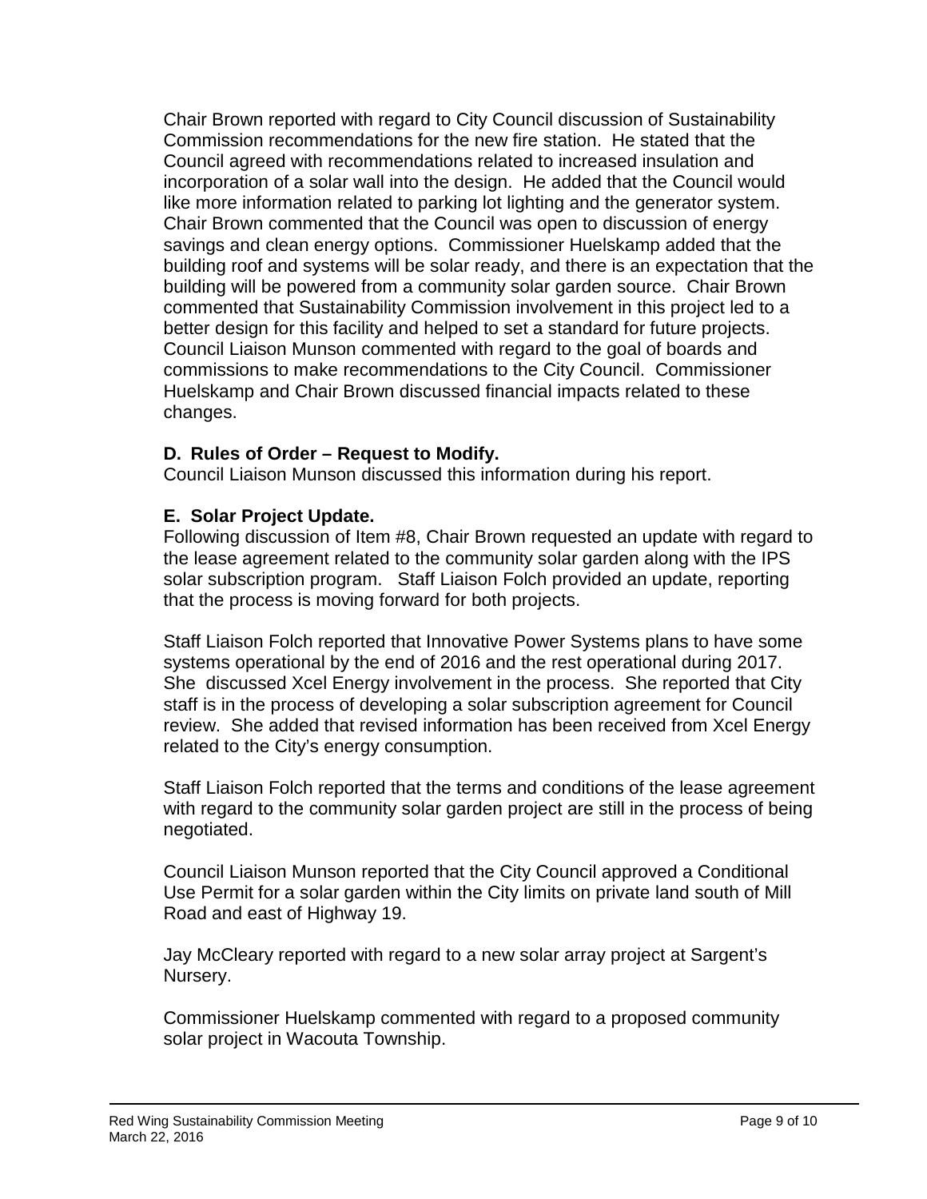Chair Brown reported with regard to City Council discussion of Sustainability Commission recommendations for the new fire station. He stated that the Council agreed with recommendations related to increased insulation and incorporation of a solar wall into the design. He added that the Council would like more information related to parking lot lighting and the generator system. Chair Brown commented that the Council was open to discussion of energy savings and clean energy options. Commissioner Huelskamp added that the building roof and systems will be solar ready, and there is an expectation that the building will be powered from a community solar garden source. Chair Brown commented that Sustainability Commission involvement in this project led to a better design for this facility and helped to set a standard for future projects. Council Liaison Munson commented with regard to the goal of boards and commissions to make recommendations to the City Council. Commissioner Huelskamp and Chair Brown discussed financial impacts related to these changes.

**D. Rules of Order – Request to Modify.**

Council Liaison Munson discussed this information during his report.

**E. Solar Project Update.**

Following discussion of Item #8, Chair Brown requested an update with regard to the lease agreement related to the community solar garden along with the IPS solar subscription program. Staff Liaison Folch provided an update, reporting that the process is moving forward for both projects.

Staff Liaison Folch reported that Innovative Power Systems plans to have some systems operational by the end of 2016 and the rest operational during 2017. She discussed Xcel Energy involvement in the process. She reported that City staff is in the process of developing a solar subscription agreement for Council review. She added that revised information has been received from Xcel Energy related to the City's energy consumption.

Staff Liaison Folch reported that the terms and conditions of the lease agreement with regard to the community solar garden project are still in the process of being negotiated.

Council Liaison Munson reported that the City Council approved a Conditional Use Permit for a solar garden within the City limits on private land south of Mill Road and east of Highway 19.

Jay McCleary reported with regard to a new solar array project at Sargent's Nursery.

Commissioner Huelskamp commented with regard to a proposed community solar project in Wacouta Township.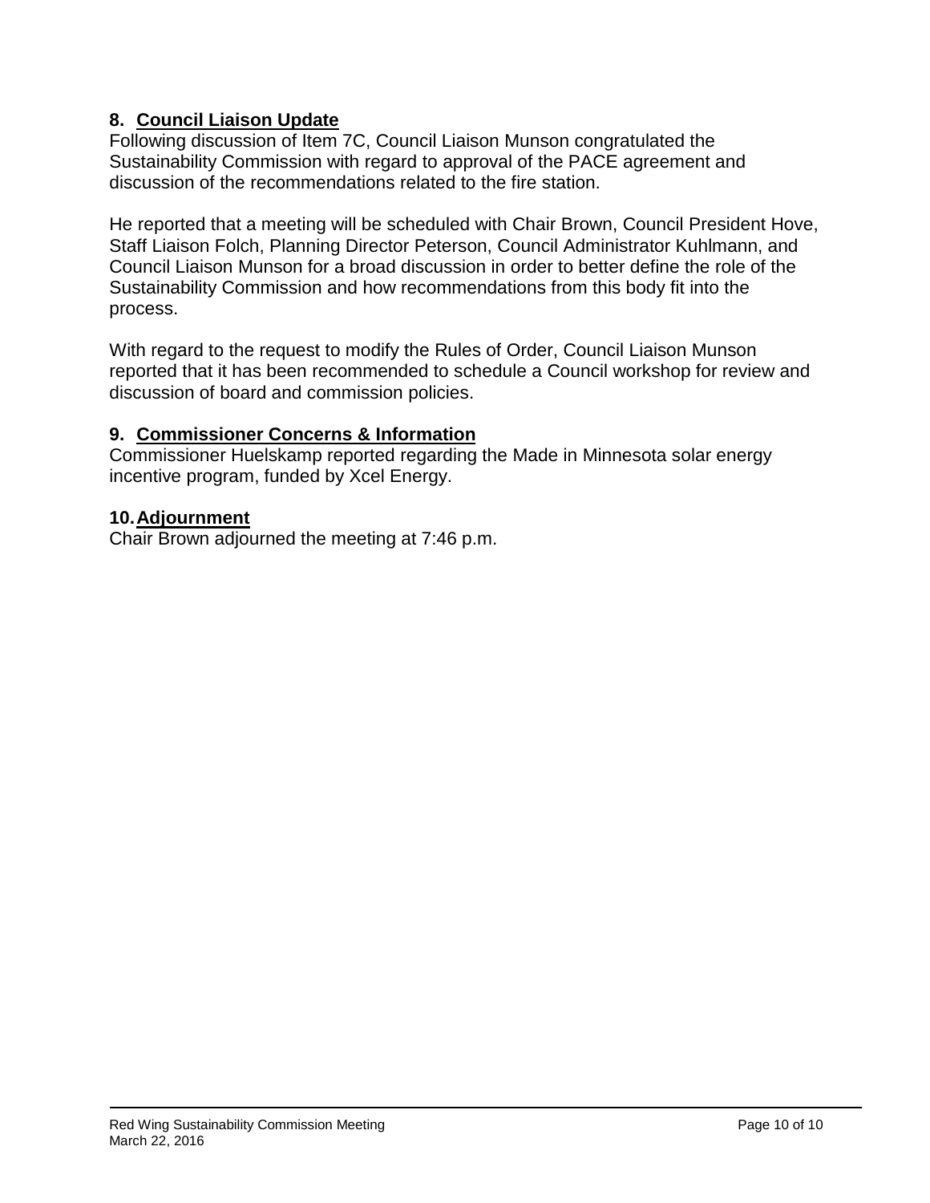## 8. Council Liaison Update

Following discussion of Item 7C, Council Liaison Munson congratulated the Sustainability Commission with regard to approval of the PACE agreement and discussion of the recommendations related to the fire station.

He reported that a meeting will be scheduled with Chair Brown, Council President Hove, Staff Liaison Folch, Planning Director Peterson, Council Administrator Kuhlmann, and Council Liaison Munson for a broad discussion in order to better define the role of the Sustainability Commission and how recommendations from this body fit into the process.

With regard to the request to modify the Rules of Order, Council Liaison Munson reported that it has been recommended to schedule a Council workshop for review and discussion of board and commission policies.

## 9. Commissioner Concerns & Information

Commissioner Huelskamp reported regarding the Made in Minnesota solar energy incentive program, funded by Xcel Energy.

## 10. Adjournment

Chair Brown adjourned the meeting at 7:46 p.m.